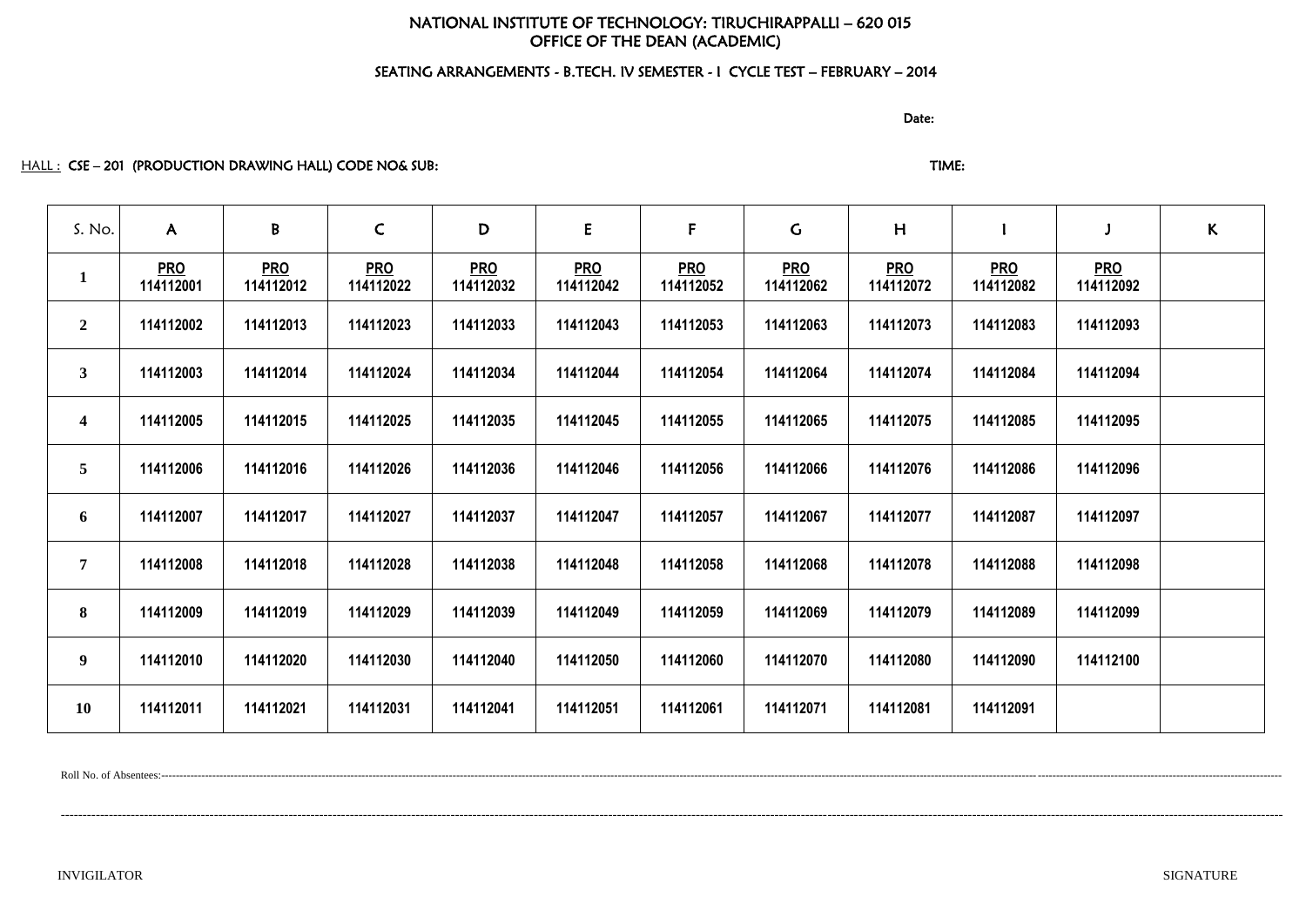# NATIONAL INSTITUTE OF TECHNOLOGY: TIRUCHIRAPPALLI – 620 015
## OFFICE OF THE DEAN (ACADEMIC)

### SEATING ARRANGEMENTS - B.TECH. IV SEMESTER - I CYCLE TEST – FEBRUARY – 2014

Date:

HALL : CSE – 201 (PRODUCTION DRAWING HALL) CODE NO& SUB: TIME:

| S. No. | A | B | C | D | E | F | G | H | I | J | K |
|---|---|---|---|---|---|---|---|---|---|---|---|
| 1 | PRO 114112001 | PRO 114112012 | PRO 114112022 | PRO 114112032 | PRO 114112042 | PRO 114112052 | PRO 114112062 | PRO 114112072 | PRO 114112082 | PRO 114112092 | |
| 2 | 114112002 | 114112013 | 114112023 | 114112033 | 114112043 | 114112053 | 114112063 | 114112073 | 114112083 | 114112093 | |
| 3 | 114112003 | 114112014 | 114112024 | 114112034 | 114112044 | 114112054 | 114112064 | 114112074 | 114112084 | 114112094 | |
| 4 | 114112005 | 114112015 | 114112025 | 114112035 | 114112045 | 114112055 | 114112065 | 114112075 | 114112085 | 114112095 | |
| 5 | 114112006 | 114112016 | 114112026 | 114112036 | 114112046 | 114112056 | 114112066 | 114112076 | 114112086 | 114112096 | |
| 6 | 114112007 | 114112017 | 114112027 | 114112037 | 114112047 | 114112057 | 114112067 | 114112077 | 114112087 | 114112097 | |
| 7 | 114112008 | 114112018 | 114112028 | 114112038 | 114112048 | 114112058 | 114112068 | 114112078 | 114112088 | 114112098 | |
| 8 | 114112009 | 114112019 | 114112029 | 114112039 | 114112049 | 114112059 | 114112069 | 114112079 | 114112089 | 114112099 | |
| 9 | 114112010 | 114112020 | 114112030 | 114112040 | 114112050 | 114112060 | 114112070 | 114112080 | 114112090 | 114112100 | |
| 10 | 114112011 | 114112021 | 114112031 | 114112041 | 114112051 | 114112061 | 114112071 | 114112081 | 114112091 | | |

Roll No. of Absentees:----------------------------------------------------------------------------------------------------

----------------------------------------------------------------------------------------------------

INVIGILATOR SIGNATURE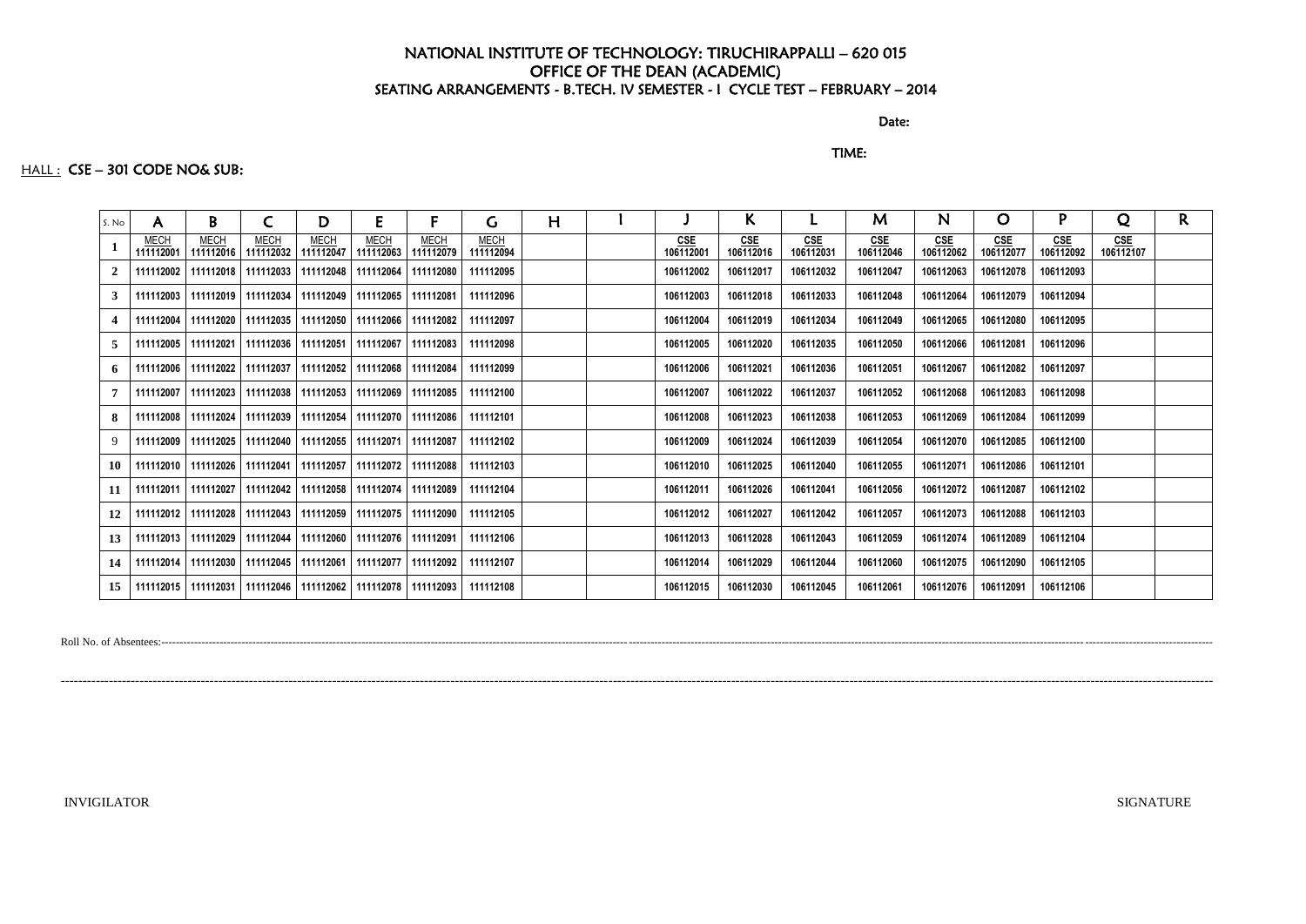# NATIONAL INSTITUTE OF TECHNOLOGY: TIRUCHIRAPPALLI – 620 015
## OFFICE OF THE DEAN (ACADEMIC)
## SEATING ARRANGEMENTS - B.TECH. IV SEMESTER - I CYCLE TEST – FEBRUARY – 2014

Date:

TIME:

HALL : CSE – 301 CODE NO& SUB:

| S. No | A | B | C | D | E | F | G | H | I | J | K | L | M | N | O | P | Q | R |
|---|---|---|---|---|---|---|---|---|---|---|---|---|---|---|---|---|---|---|
| 1 | MECH 111112001 | MECH 111112016 | MECH 111112032 | MECH 111112047 | MECH 111112063 | MECH 111112079 | MECH 111112094 | | | CSE 106112001 | CSE 106112016 | CSE 106112031 | CSE 106112046 | CSE 106112062 | CSE 106112077 | CSE 106112092 | CSE 106112107 | |
| 2 | 111112002 | 111112018 | 111112033 | 111112048 | 111112064 | 111112080 | 111112095 | | | 106112002 | 106112017 | 106112032 | 106112047 | 106112063 | 106112078 | 106112093 | | |
| 3 | 111112003 | 111112019 | 111112034 | 111112049 | 111112065 | 111112081 | 111112096 | | | 106112003 | 106112018 | 106112033 | 106112048 | 106112064 | 106112079 | 106112094 | | |
| 4 | 111112004 | 111112020 | 111112035 | 111112050 | 111112066 | 111112082 | 111112097 | | | 106112004 | 106112019 | 106112034 | 106112049 | 106112065 | 106112080 | 106112095 | | |
| 5 | 111112005 | 111112021 | 111112036 | 111112051 | 111112067 | 111112083 | 111112098 | | | 106112005 | 106112020 | 106112035 | 106112050 | 106112066 | 106112081 | 106112096 | | |
| 6 | 111112006 | 111112022 | 111112037 | 111112052 | 111112068 | 111112084 | 111112099 | | | 106112006 | 106112021 | 106112036 | 106112051 | 106112067 | 106112082 | 106112097 | | |
| 7 | 111112007 | 111112023 | 111112038 | 111112053 | 111112069 | 111112085 | 111112100 | | | 106112007 | 106112022 | 106112037 | 106112052 | 106112068 | 106112083 | 106112098 | | |
| 8 | 111112008 | 111112024 | 111112039 | 111112054 | 111112070 | 111112086 | 111112101 | | | 106112008 | 106112023 | 106112038 | 106112053 | 106112069 | 106112084 | 106112099 | | |
| 9 | 111112009 | 111112025 | 111112040 | 111112055 | 111112071 | 111112087 | 111112102 | | | 106112009 | 106112024 | 106112039 | 106112054 | 106112070 | 106112085 | 106112100 | | |
| 10 | 111112010 | 111112026 | 111112041 | 111112057 | 111112072 | 111112088 | 111112103 | | | 106112010 | 106112025 | 106112040 | 106112055 | 106112071 | 106112086 | 106112101 | | |
| 11 | 111112011 | 111112027 | 111112042 | 111112058 | 111112074 | 111112089 | 111112104 | | | 106112011 | 106112026 | 106112041 | 106112056 | 106112072 | 106112087 | 106112102 | | |
| 12 | 111112012 | 111112028 | 111112043 | 111112059 | 111112075 | 111112090 | 111112105 | | | 106112012 | 106112027 | 106112042 | 106112057 | 106112073 | 106112088 | 106112103 | | |
| 13 | 111112013 | 111112029 | 111112044 | 111112060 | 111112076 | 111112091 | 111112106 | | | 106112013 | 106112028 | 106112043 | 106112059 | 106112074 | 106112089 | 106112104 | | |
| 14 | 111112014 | 111112030 | 111112045 | 111112061 | 111112077 | 111112092 | 111112107 | | | 106112014 | 106112029 | 106112044 | 106112060 | 106112075 | 106112090 | 106112105 | | |
| 15 | 111112015 | 111112031 | 111112046 | 111112062 | 111112078 | 111112093 | 111112108 | | | 106112015 | 106112030 | 106112045 | 106112061 | 106112076 | 106112091 | 106112106 | | |

Roll No. of Absentees:----------------------------------------------------------------------------------------------------------------------------------------

----------------------------------------------------------------------------------------------------------------------------------------

INVIGILATOR SIGNATURE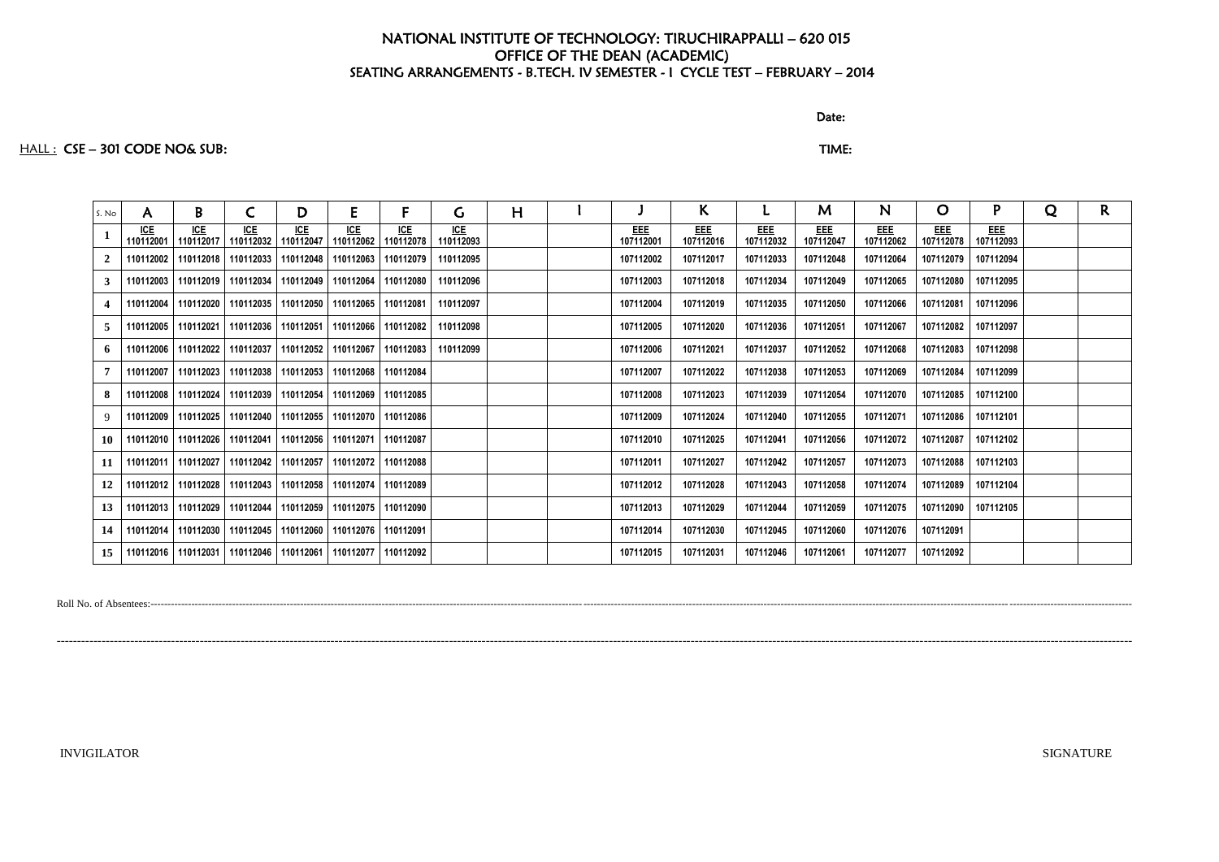# NATIONAL INSTITUTE OF TECHNOLOGY: TIRUCHIRAPPALLI – 620 015
## OFFICE OF THE DEAN (ACADEMIC)
## SEATING ARRANGEMENTS - B.TECH. IV SEMESTER - I CYCLE TEST – FEBRUARY – 2014

Date:

HALL : **CSE – 301 CODE NO& SUB:** TIME:

| S. No | A | B | C | D | E | F | G | H | I | J | K | L | M | N | O | P | Q | R |
|---|---|---|---|---|---|---|---|---|---|---|---|---|---|---|---|---|---|---|
| 1 | ICE 110112001 | ICE 110112017 | ICE 110112032 | ICE 110112047 | ICE 110112062 | ICE 110112078 | ICE 110112093 | | | EEE 107112001 | EEE 107112016 | EEE 107112032 | EEE 107112047 | EEE 107112062 | EEE 107112078 | EEE 107112093 | | |
| 2 | 110112002 | 110112018 | 110112033 | 110112048 | 110112063 | 110112079 | 110112095 | | | 107112002 | 107112017 | 107112033 | 107112048 | 107112064 | 107112079 | 107112094 | | |
| 3 | 110112003 | 110112019 | 110112034 | 110112049 | 110112064 | 110112080 | 110112096 | | | 107112003 | 107112018 | 107112034 | 107112049 | 107112065 | 107112080 | 107112095 | | |
| 4 | 110112004 | 110112020 | 110112035 | 110112050 | 110112065 | 110112081 | 110112097 | | | 107112004 | 107112019 | 107112035 | 107112050 | 107112066 | 107112081 | 107112096 | | |
| 5 | 110112005 | 110112021 | 110112036 | 110112051 | 110112066 | 110112082 | 110112098 | | | 107112005 | 107112020 | 107112036 | 107112051 | 107112067 | 107112082 | 107112097 | | |
| 6 | 110112006 | 110112022 | 110112037 | 110112052 | 110112067 | 110112083 | 110112099 | | | 107112006 | 107112021 | 107112037 | 107112052 | 107112068 | 107112083 | 107112098 | | |
| 7 | 110112007 | 110112023 | 110112038 | 110112053 | 110112068 | 110112084 | | | | 107112007 | 107112022 | 107112038 | 107112053 | 107112069 | 107112084 | 107112099 | | |
| 8 | 110112008 | 110112024 | 110112039 | 110112054 | 110112069 | 110112085 | | | | 107112008 | 107112023 | 107112039 | 107112054 | 107112070 | 107112085 | 107112100 | | |
| 9 | 110112009 | 110112025 | 110112040 | 110112055 | 110112070 | 110112086 | | | | 107112009 | 107112024 | 107112040 | 107112055 | 107112071 | 107112086 | 107112101 | | |
| 10 | 110112010 | 110112026 | 110112041 | 110112056 | 110112071 | 110112087 | | | | 107112010 | 107112025 | 107112041 | 107112056 | 107112072 | 107112087 | 107112102 | | |
| 11 | 110112011 | 110112027 | 110112042 | 110112057 | 110112072 | 110112088 | | | | 107112011 | 107112027 | 107112042 | 107112057 | 107112073 | 107112088 | 107112103 | | |
| 12 | 110112012 | 110112028 | 110112043 | 110112058 | 110112074 | 110112089 | | | | 107112012 | 107112028 | 107112043 | 107112058 | 107112074 | 107112089 | 107112104 | | |
| 13 | 110112013 | 110112029 | 110112044 | 110112059 | 110112075 | 110112090 | | | | 107112013 | 107112029 | 107112044 | 107112059 | 107112075 | 107112090 | 107112105 | | |
| 14 | 110112014 | 110112030 | 110112045 | 110112060 | 110112076 | 110112091 | | | | 107112014 | 107112030 | 107112045 | 107112060 | 107112076 | 107112091 | | | |
| 15 | 110112016 | 110112031 | 110112046 | 110112061 | 110112077 | 110112092 | | | | 107112015 | 107112031 | 107112046 | 107112061 | 107112077 | 107112092 | | | |

Roll No. of Absentees:----------------------------------------------------------------------------------------------------

----------------------------------------------------------------------------------------------------

INVIGILATOR SIGNATURE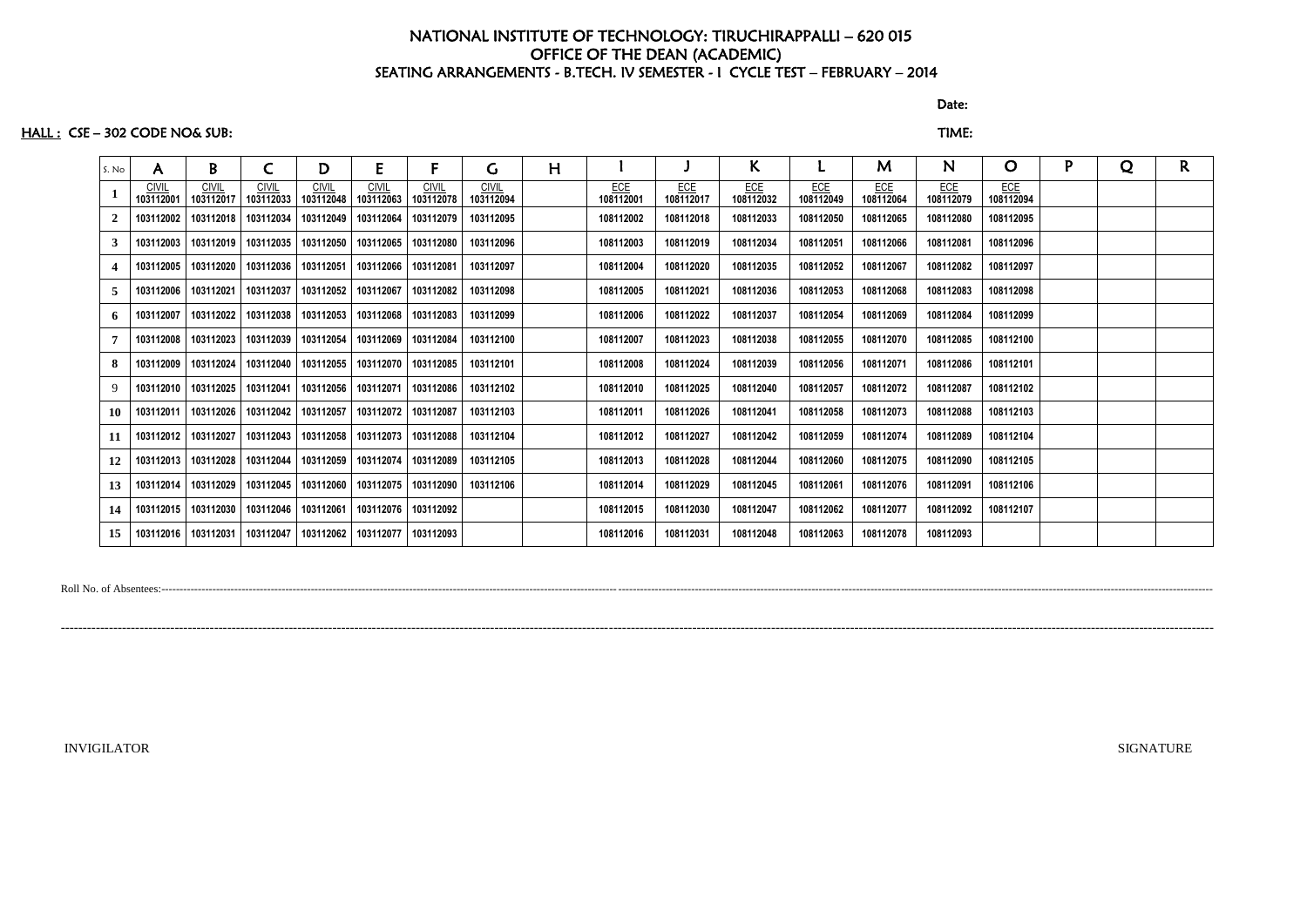# NATIONAL INSTITUTE OF TECHNOLOGY: TIRUCHIRAPPALLI – 620 015
## OFFICE OF THE DEAN (ACADEMIC)
### SEATING ARRANGEMENTS - B.TECH. IV SEMESTER - I CYCLE TEST – FEBRUARY – 2014

Date:

HALL : CSE – 302 CODE NO& SUB: TIME:

| S. No | A | B | C | D | E | F | G | H | I | J | K | L | M | N | O | P | Q | R |
|---|---|---|---|---|---|---|---|---|---|---|---|---|---|---|---|---|---|---|
| 1 | CIVIL 103112001 | CIVIL 103112017 | CIVIL 103112033 | CIVIL 103112048 | CIVIL 103112063 | CIVIL 103112078 | CIVIL 103112094 | | ECE 108112001 | ECE 108112017 | ECE 108112032 | ECE 108112049 | ECE 108112064 | ECE 108112079 | ECE 108112094 | | | |
| 2 | 103112002 | 103112018 | 103112034 | 103112049 | 103112064 | 103112079 | 103112095 | | 108112002 | 108112018 | 108112033 | 108112050 | 108112065 | 108112080 | 108112095 | | | |
| 3 | 103112003 | 103112019 | 103112035 | 103112050 | 103112065 | 103112080 | 103112096 | | 108112003 | 108112019 | 108112034 | 108112051 | 108112066 | 108112081 | 108112096 | | | |
| 4 | 103112005 | 103112020 | 103112036 | 103112051 | 103112066 | 103112081 | 103112097 | | 108112004 | 108112020 | 108112035 | 108112052 | 108112067 | 108112082 | 108112097 | | | |
| 5 | 103112006 | 103112021 | 103112037 | 103112052 | 103112067 | 103112082 | 103112098 | | 108112005 | 108112021 | 108112036 | 108112053 | 108112068 | 108112083 | 108112098 | | | |
| 6 | 103112007 | 103112022 | 103112038 | 103112053 | 103112068 | 103112083 | 103112099 | | 108112006 | 108112022 | 108112037 | 108112054 | 108112069 | 108112084 | 108112099 | | | |
| 7 | 103112008 | 103112023 | 103112039 | 103112054 | 103112069 | 103112084 | 103112100 | | 108112007 | 108112023 | 108112038 | 108112055 | 108112070 | 108112085 | 108112100 | | | |
| 8 | 103112009 | 103112024 | 103112040 | 103112055 | 103112070 | 103112085 | 103112101 | | 108112008 | 108112024 | 108112039 | 108112056 | 108112071 | 108112086 | 108112101 | | | |
| 9 | 103112010 | 103112025 | 103112041 | 103112056 | 103112071 | 103112086 | 103112102 | | 108112010 | 108112025 | 108112040 | 108112057 | 108112072 | 108112087 | 108112102 | | | |
| 10 | 103112011 | 103112026 | 103112042 | 103112057 | 103112072 | 103112087 | 103112103 | | 108112011 | 108112026 | 108112041 | 108112058 | 108112073 | 108112088 | 108112103 | | | |
| 11 | 103112012 | 103112027 | 103112043 | 103112058 | 103112073 | 103112088 | 103112104 | | 108112012 | 108112027 | 108112042 | 108112059 | 108112074 | 108112089 | 108112104 | | | |
| 12 | 103112013 | 103112028 | 103112044 | 103112059 | 103112074 | 103112089 | 103112105 | | 108112013 | 108112028 | 108112044 | 108112060 | 108112075 | 108112090 | 108112105 | | | |
| 13 | 103112014 | 103112029 | 103112045 | 103112060 | 103112075 | 103112090 | 103112106 | | 108112014 | 108112029 | 108112045 | 108112061 | 108112076 | 108112091 | 108112106 | | | |
| 14 | 103112015 | 103112030 | 103112046 | 103112061 | 103112076 | 103112092 | | | 108112015 | 108112030 | 108112047 | 108112062 | 108112077 | 108112092 | 108112107 | | | |
| 15 | 103112016 | 103112031 | 103112047 | 103112062 | 103112077 | 103112093 | | | 108112016 | 108112031 | 108112048 | 108112063 | 108112078 | 108112093 | | | | |

Roll No. of Absentees:------------------------------------------------------------------------------------------------------------------------------------------------------------------------------------

------------------------------------------------------------------------------------------------------------------------------------------------------------------------------------------------------------

INVIGILATOR SIGNATURE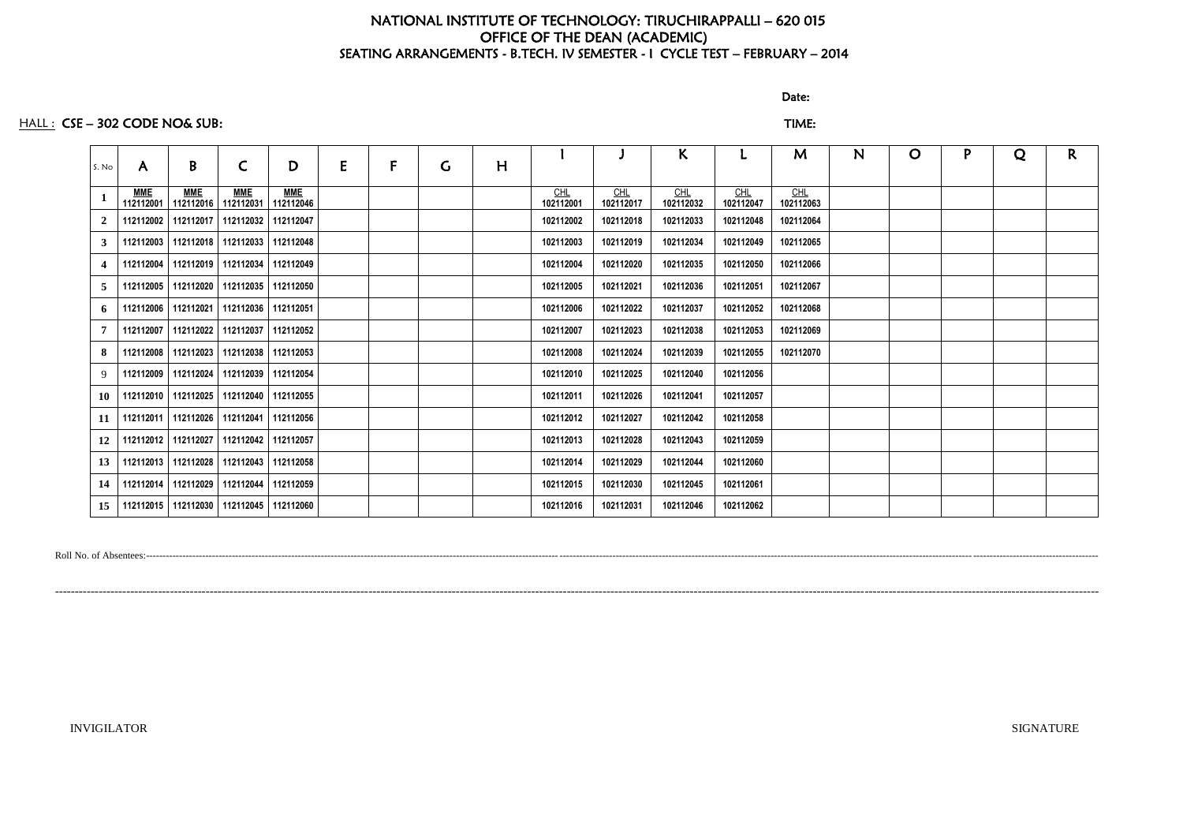# NATIONAL INSTITUTE OF TECHNOLOGY: TIRUCHIRAPPALLI – 620 015
## OFFICE OF THE DEAN (ACADEMIC)
## SEATING ARRANGEMENTS - B.TECH. IV SEMESTER - I CYCLE TEST – FEBRUARY – 2014

Date:

HALL : **CSE – 302 CODE NO& SUB:**

TIME:

| S. No | A | B | C | D | E | F | G | H | I | J | K | L | M | N | O | P | Q | R |
|---|---|---|---|---|---|---|---|---|---|---|---|---|---|---|---|---|---|---|
| 1 | MME 112112001 | MME 112112016 | MME 112112031 | MME 112112046 | | | | | CHL 102112001 | CHL 102112017 | CHL 102112032 | CHL 102112047 | CHL 102112063 | | | | | |
| 2 | 112112002 | 112112017 | 112112032 | 112112047 | | | | | 102112002 | 102112018 | 102112033 | 102112048 | 102112064 | | | | | |
| 3 | 112112003 | 112112018 | 112112033 | 112112048 | | | | | 102112003 | 102112019 | 102112034 | 102112049 | 102112065 | | | | | |
| 4 | 112112004 | 112112019 | 112112034 | 112112049 | | | | | 102112004 | 102112020 | 102112035 | 102112050 | 102112066 | | | | | |
| 5 | 112112005 | 112112020 | 112112035 | 112112050 | | | | | 102112005 | 102112021 | 102112036 | 102112051 | 102112067 | | | | | |
| 6 | 112112006 | 112112021 | 112112036 | 112112051 | | | | | 102112006 | 102112022 | 102112037 | 102112052 | 102112068 | | | | | |
| 7 | 112112007 | 112112022 | 112112037 | 112112052 | | | | | 102112007 | 102112023 | 102112038 | 102112053 | 102112069 | | | | | |
| 8 | 112112008 | 112112023 | 112112038 | 112112053 | | | | | 102112008 | 102112024 | 102112039 | 102112055 | 102112070 | | | | | |
| 9 | 112112009 | 112112024 | 112112039 | 112112054 | | | | | 102112010 | 102112025 | 102112040 | 102112056 | | | | | | |
| 10 | 112112010 | 112112025 | 112112040 | 112112055 | | | | | 102112011 | 102112026 | 102112041 | 102112057 | | | | | | |
| 11 | 112112011 | 112112026 | 112112041 | 112112056 | | | | | 102112012 | 102112027 | 102112042 | 102112058 | | | | | | |
| 12 | 112112012 | 112112027 | 112112042 | 112112057 | | | | | 102112013 | 102112028 | 102112043 | 102112059 | | | | | | |
| 13 | 112112013 | 112112028 | 112112043 | 112112058 | | | | | 102112014 | 102112029 | 102112044 | 102112060 | | | | | | |
| 14 | 112112014 | 112112029 | 112112044 | 112112059 | | | | | 102112015 | 102112030 | 102112045 | 102112061 | | | | | | |
| 15 | 112112015 | 112112030 | 112112045 | 112112060 | | | | | 102112016 | 102112031 | 102112046 | 102112062 | | | | | | |

Roll No. of Absentees:------------------------------------------------------------------------------------------------------------------------------------------------

------------------------------------------------------------------------------------------------------------------------------------------------------------------------

INVIGILATOR SIGNATURE